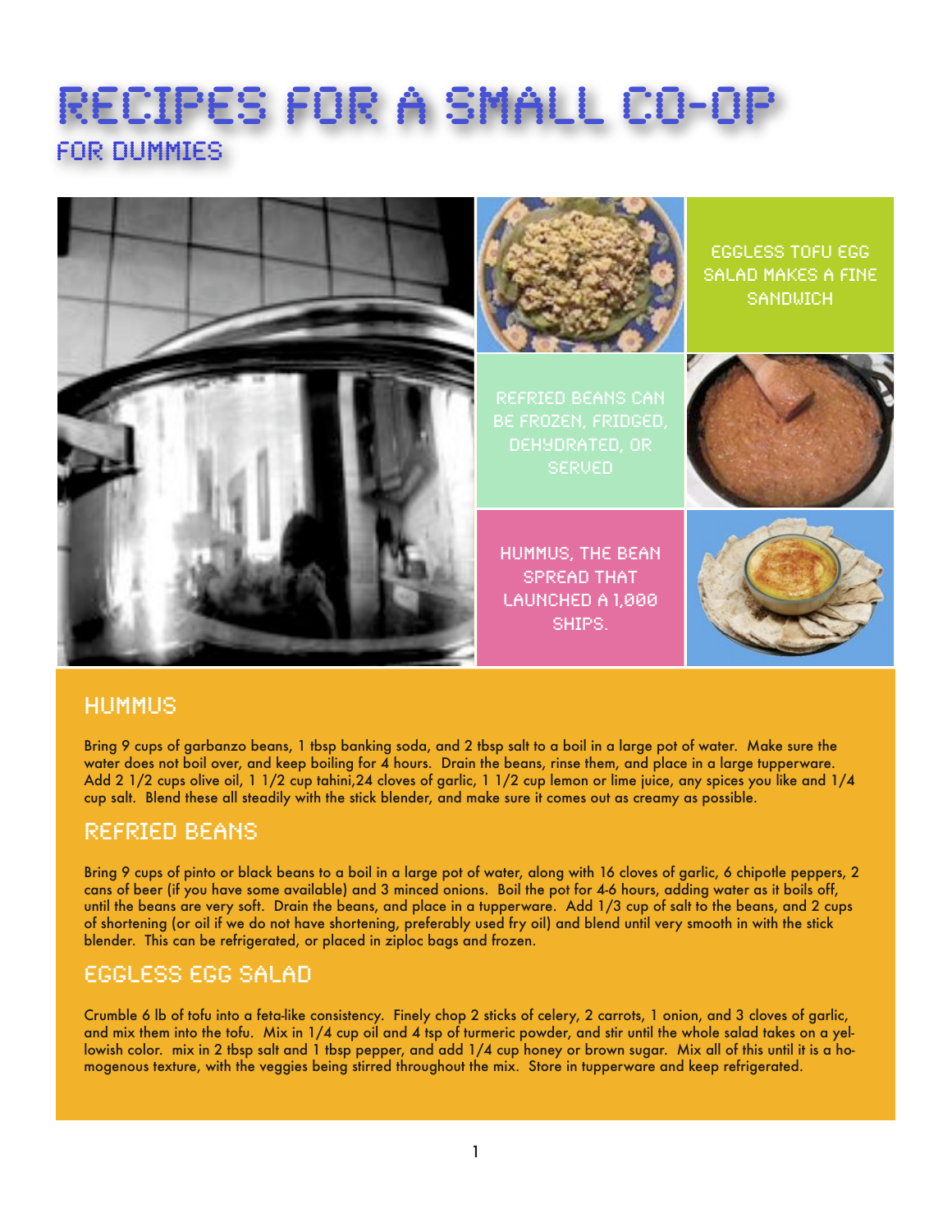# RECIPES FOR A SMALL CO-OP

## FOR DUMMIES

EGGLESS TOFU EGG SALAD MAKES A FINE SANDWICH

REFRIED BEANS CAN BE FROZEN, FRIDGED, DEHYDRATED, OR SERVED

HUMMUS, THE BEAN SPREAD THAT LAUNCHED A 1,000 SHIPS.

### HUMMUS

Bring 9 cups of garbanzo beans, 1 tbsp banking soda, and 2 tbsp salt to a boil in a large pot of water. Make sure the water does not boil over, and keep boiling for 4 hours. Drain the beans, rinse them, and place in a large tupperware. Add 2 1/2 cups olive oil, 1 1/2 cup tahini,24 cloves of garlic, 1 1/2 cup lemon or lime juice, any spices you like and 1/4 cup salt. Blend these all steadily with the stick blender, and make sure it comes out as creamy as possible.

### REFRIED BEANS

Bring 9 cups of pinto or black beans to a boil in a large pot of water, along with 16 cloves of garlic, 6 chipotle peppers, 2 cans of beer (if you have some available) and 3 minced onions. Boil the pot for 4-6 hours, adding water as it boils off, until the beans are very soft. Drain the beans, and place in a tupperware. Add 1/3 cup of salt to the beans, and 2 cups of shortening (or oil if we do not have shortening, preferably used fry oil) and blend until very smooth in with the stick blender. This can be refrigerated, or placed in ziploc bags and frozen.

### EGGLESS EGG SALAD

Crumble 6 lb of tofu into a feta-like consistency. Finely chop 2 sticks of celery, 2 carrots, 1 onion, and 3 cloves of garlic, and mix them into the tofu. Mix in 1/4 cup oil and 4 tsp of turmeric powder, and stir until the whole salad takes on a yellowish color. mix in 2 tbsp salt and 1 tbsp pepper, and add 1/4 cup honey or brown sugar. Mix all of this until it is a homogenous texture, with the veggies being stirred throughout the mix. Store in tupperware and keep refrigerated.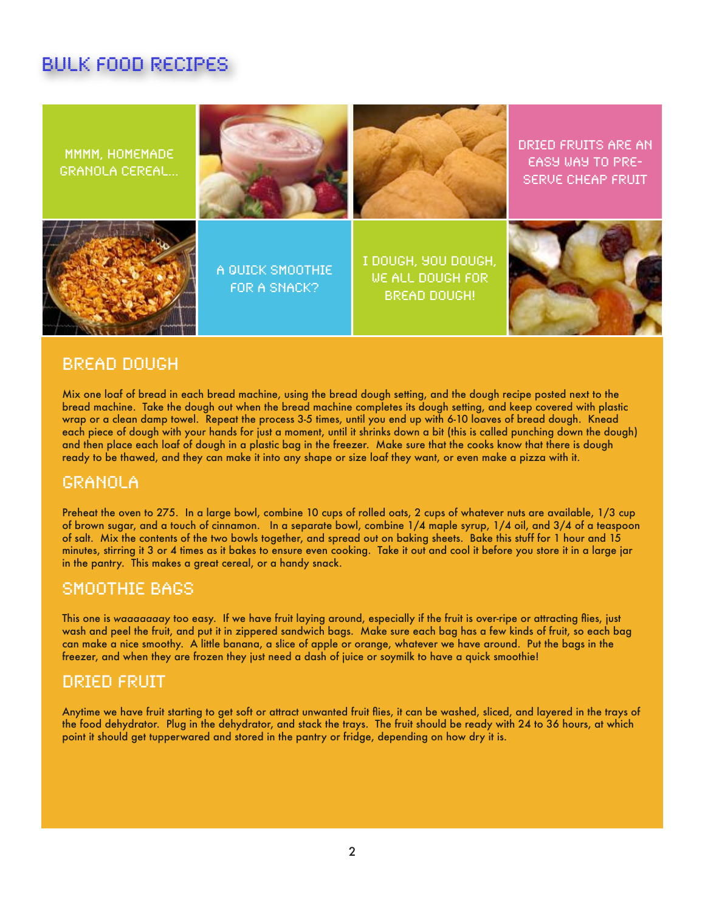# BULK FOOD RECIPES

MMMM, HOMEMADE GRANOLA CEREAL...

DRIED FRUITS ARE AN EASY WAY TO PRE-SERVE CHEAP FRUIT

A QUICK SMOOTHIE FOR A SNACK?

I DOUGH, YOU DOUGH, WE ALL DOUGH FOR BREAD DOUGH!

## BREAD DOUGH

Mix one loaf of bread in each bread machine, using the bread dough setting, and the dough recipe posted next to the bread machine. Take the dough out when the bread machine completes its dough setting, and keep covered with plastic wrap or a clean damp towel. Repeat the process 3-5 times, until you end up with 6-10 loaves of bread dough. Knead each piece of dough with your hands for just a moment, until it shrinks down a bit (this is called punching down the dough) and then place each loaf of dough in a plastic bag in the freezer. Make sure that the cooks know that there is dough ready to be thawed, and they can make it into any shape or size loaf they want, or even make a pizza with it.

## GRANOLA

Preheat the oven to 275. In a large bowl, combine 10 cups of rolled oats, 2 cups of whatever nuts are available, 1/3 cup of brown sugar, and a touch of cinnamon. In a separate bowl, combine 1/4 maple syrup, 1/4 oil, and 3/4 of a teaspoon of salt. Mix the contents of the two bowls together, and spread out on baking sheets. Bake this stuff for 1 hour and 15 minutes, stirring it 3 or 4 times as it bakes to ensure even cooking. Take it out and cool it before you store it in a large jar in the pantry. This makes a great cereal, or a handy snack.

## SMOOTHIE BAGS

This one is *waaaaaaay* too easy. If we have fruit laying around, especially if the fruit is over-ripe or attracting flies, just wash and peel the fruit, and put it in zippered sandwich bags. Make sure each bag has a few kinds of fruit, so each bag can make a nice smoothy. A little banana, a slice of apple or orange, whatever we have around. Put the bags in the freezer, and when they are frozen they just need a dash of juice or soymilk to have a quick smoothie!

## DRIED FRUIT

Anytime we have fruit starting to get soft or attract unwanted fruit flies, it can be washed, sliced, and layered in the trays of the food dehydrator. Plug in the dehydrator, and stack the trays. The fruit should be ready with 24 to 36 hours, at which point it should get tupperwared and stored in the pantry or fridge, depending on how dry it is.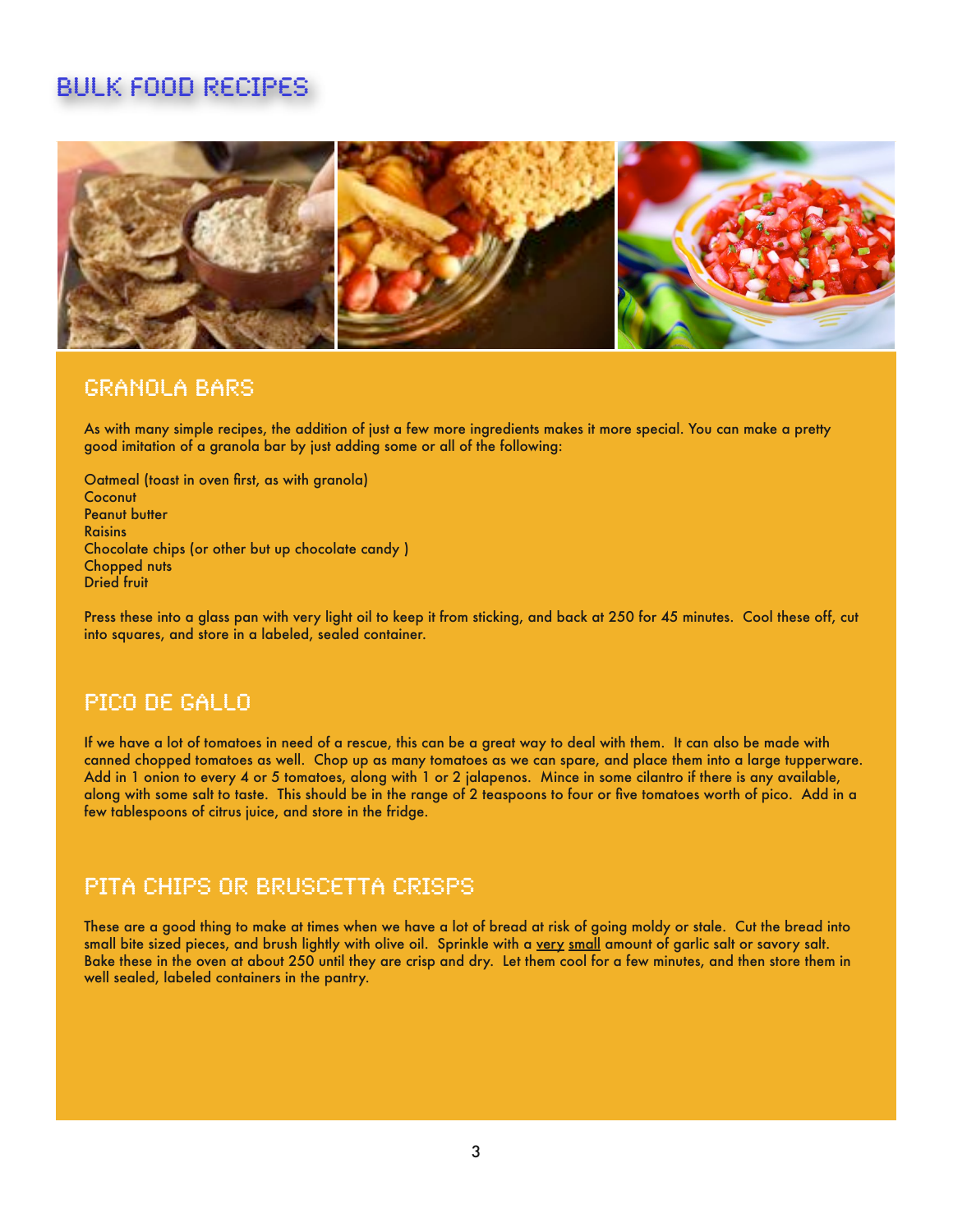# Bulk Food Recipes

## Granola Bars

As with many simple recipes, the addition of just a few more ingredients makes it more special. You can make a pretty good imitation of a granola bar by just adding some or all of the following:

Oatmeal (toast in oven first, as with granola)
Coconut
Peanut butter
Raisins
Chocolate chips (or other but up chocolate candy )
Chopped nuts
Dried fruit

Press these into a glass pan with very light oil to keep it from sticking, and back at 250 for 45 minutes. Cool these off, cut into squares, and store in a labeled, sealed container.

## Pico de Gallo

If we have a lot of tomatoes in need of a rescue, this can be a great way to deal with them. It can also be made with canned chopped tomatoes as well. Chop up as many tomatoes as we can spare, and place them into a large tupperware. Add in 1 onion to every 4 or 5 tomatoes, along with 1 or 2 jalapenos. Mince in some cilantro if there is any available, along with some salt to taste. This should be in the range of 2 teaspoons to four or five tomatoes worth of pico. Add in a few tablespoons of citrus juice, and store in the fridge.

## Pita Chips or Bruscetta Crisps

These are a good thing to make at times when we have a lot of bread at risk of going moldy or stale. Cut the bread into small bite sized pieces, and brush lightly with olive oil. Sprinkle with a very small amount of garlic salt or savory salt. Bake these in the oven at about 250 until they are crisp and dry. Let them cool for a few minutes, and then store them in well sealed, labeled containers in the pantry.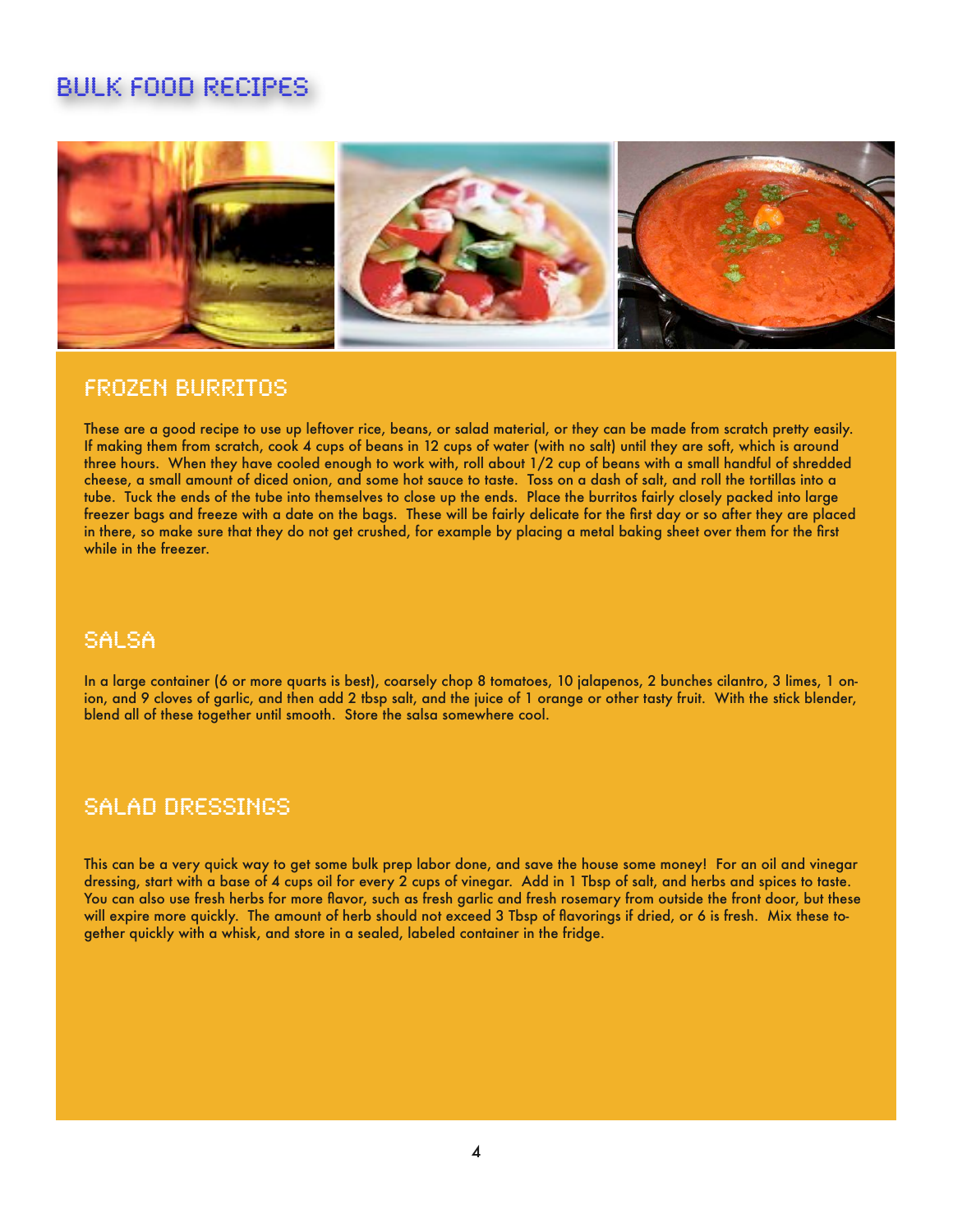# Bulk Food Recipes

## Frozen Burritos

These are a good recipe to use up leftover rice, beans, or salad material, or they can be made from scratch pretty easily. If making them from scratch, cook 4 cups of beans in 12 cups of water (with no salt) until they are soft, which is around three hours. When they have cooled enough to work with, roll about 1/2 cup of beans with a small handful of shredded cheese, a small amount of diced onion, and some hot sauce to taste. Toss on a dash of salt, and roll the tortillas into a tube. Tuck the ends of the tube into themselves to close up the ends. Place the burritos fairly closely packed into large freezer bags and freeze with a date on the bags. These will be fairly delicate for the first day or so after they are placed in there, so make sure that they do not get crushed, for example by placing a metal baking sheet over them for the first while in the freezer.

## Salsa

In a large container (6 or more quarts is best), coarsely chop 8 tomatoes, 10 jalapenos, 2 bunches cilantro, 3 limes, 1 onion, and 9 cloves of garlic, and then add 2 tbsp salt, and the juice of 1 orange or other tasty fruit. With the stick blender, blend all of these together until smooth. Store the salsa somewhere cool.

## Salad Dressings

This can be a very quick way to get some bulk prep labor done, and save the house some money! For an oil and vinegar dressing, start with a base of 4 cups oil for every 2 cups of vinegar. Add in 1 Tbsp of salt, and herbs and spices to taste. You can also use fresh herbs for more flavor, such as fresh garlic and fresh rosemary from outside the front door, but these will expire more quickly. The amount of herb should not exceed 3 Tbsp of flavorings if dried, or 6 is fresh. Mix these together quickly with a whisk, and store in a sealed, labeled container in the fridge.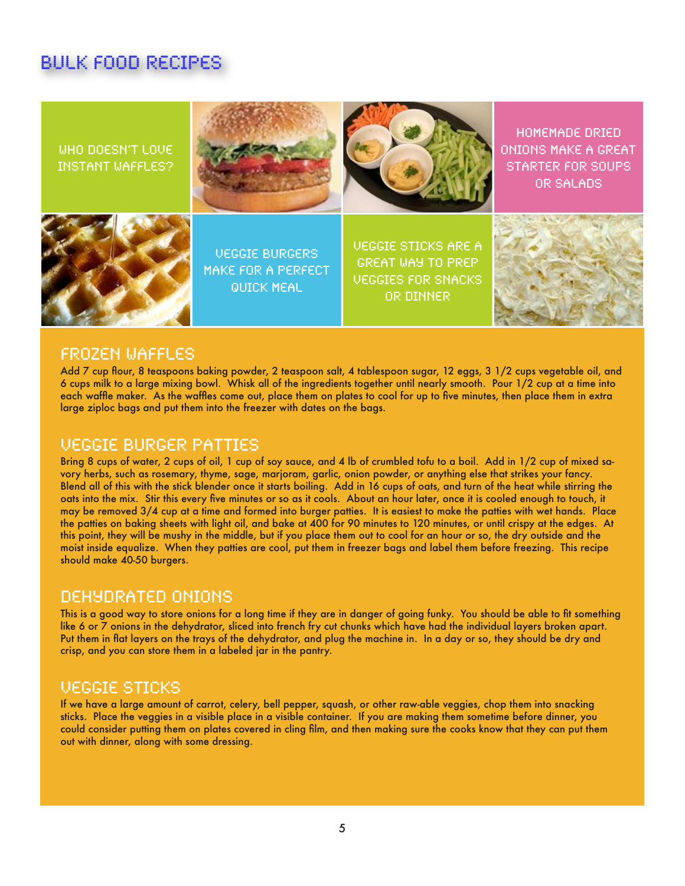# BULK FOOD RECIPES

WHO DOESN'T LOVE INSTANT WAFFLES?

HOMEMADE DRIED ONIONS MAKE A GREAT STARTER FOR SOUPS OR SALADS

VEGGIE BURGERS MAKE FOR A PERFECT QUICK MEAL

VEGGIE STICKS ARE A GREAT WAY TO PREP VEGGIES FOR SNACKS OR DINNER

## FROZEN WAFFLES

Add 7 cup flour, 8 teaspoons baking powder, 2 teaspoon salt, 4 tablespoon sugar, 12 eggs, 3 1/2 cups vegetable oil, and 6 cups milk to a large mixing bowl. Whisk all of the ingredients together until nearly smooth. Pour 1/2 cup at a time into each waffle maker. As the waffles come out, place them on plates to cool for up to five minutes, then place them in extra large ziploc bags and put them into the freezer with dates on the bags.

## VEGGIE BURGER PATTIES

Bring 8 cups of water, 2 cups of oil, 1 cup of soy sauce, and 4 lb of crumbled tofu to a boil. Add in 1/2 cup of mixed savory herbs, such as rosemary, thyme, sage, marjoram, garlic, onion powder, or anything else that strikes your fancy. Blend all of this with the stick blender once it starts boiling. Add in 16 cups of oats, and turn of the heat while stirring the oats into the mix. Stir this every five minutes or so as it cools. About an hour later, once it is cooled enough to touch, it may be removed 3/4 cup at a time and formed into burger patties. It is easiest to make the patties with wet hands. Place the patties on baking sheets with light oil, and bake at 400 for 90 minutes to 120 minutes, or until crispy at the edges. At this point, they will be mushy in the middle, but if you place them out to cool for an hour or so, the dry outside and the moist inside equalize. When they patties are cool, put them in freezer bags and label them before freezing. This recipe should make 40-50 burgers.

## DEHYDRATED ONIONS

This is a good way to store onions for a long time if they are in danger of going funky. You should be able to fit something like 6 or 7 onions in the dehydrator, sliced into french fry cut chunks which have had the individual layers broken apart. Put them in flat layers on the trays of the dehydrator, and plug the machine in. In a day or so, they should be dry and crisp, and you can store them in a labeled jar in the pantry.

## VEGGIE STICKS

If we have a large amount of carrot, celery, bell pepper, squash, or other raw-able veggies, chop them into snacking sticks. Place the veggies in a visible place in a visible container. If you are making them sometime before dinner, you could consider putting them on plates covered in cling film, and then making sure the cooks know that they can put them out with dinner, along with some dressing.